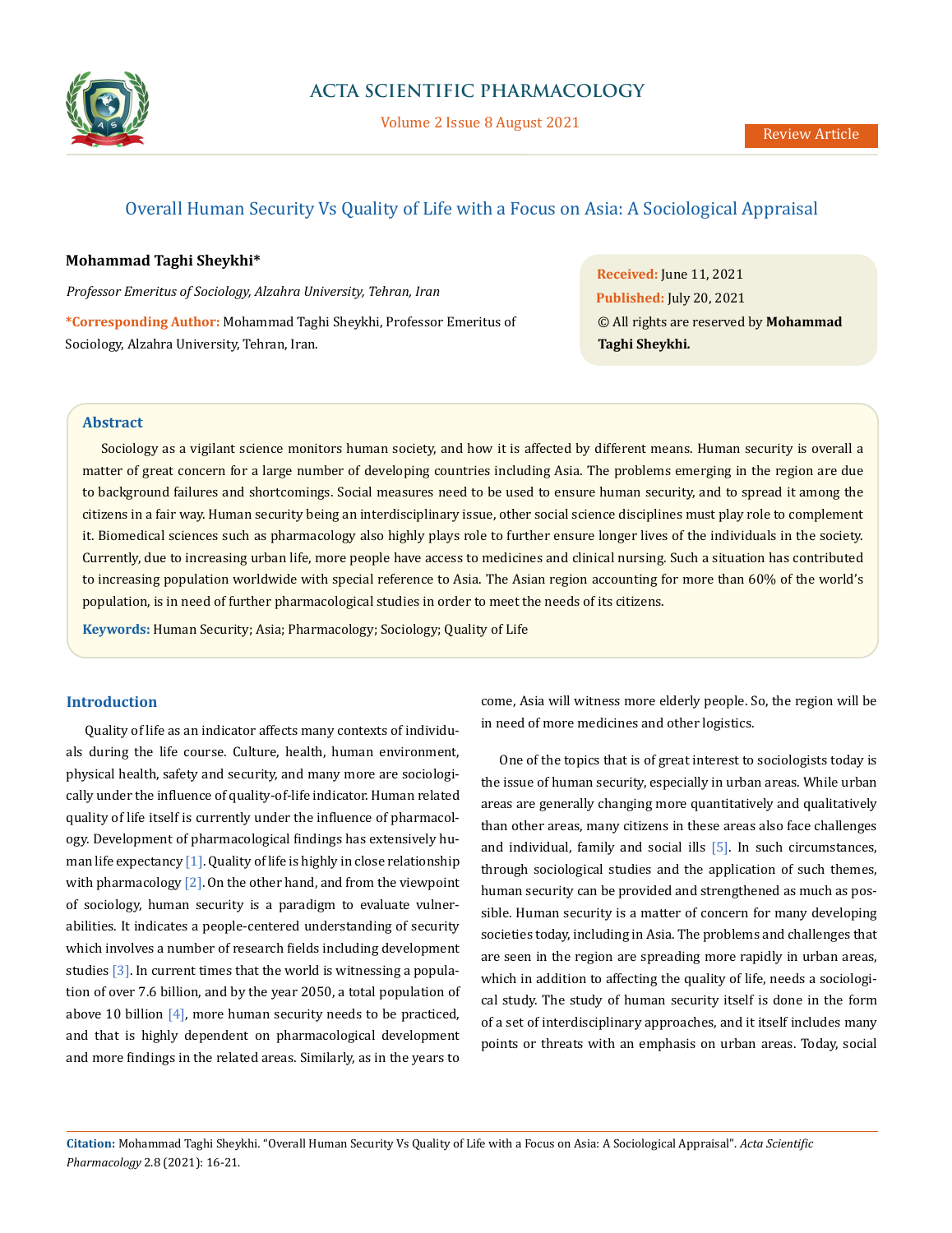# Overall Human Security Vs Quality of Life with a Focus on Asia: A Sociological Appraisal

**Mohammad Taghi Sheykhi***

*Professor Emeritus of Sociology, Alzahra University, Tehran, Iran*

**\*Corresponding Author:** Mohammad Taghi Sheykhi, Professor Emeritus of Sociology, Alzahra University, Tehran, Iran.

**Received:** June 11, 2021
**Published:** July 20, 2021
© All rights are reserved by **Mohammad Taghi Sheykhi.**

## Abstract

Sociology as a vigilant science monitors human society, and how it is affected by different means. Human security is overall a matter of great concern for a large number of developing countries including Asia. The problems emerging in the region are due to background failures and shortcomings. Social measures need to be used to ensure human security, and to spread it among the citizens in a fair way. Human security being an interdisciplinary issue, other social science disciplines must play role to complement it. Biomedical sciences such as pharmacology also highly plays role to further ensure longer lives of the individuals in the society. Currently, due to increasing urban life, more people have access to medicines and clinical nursing. Such a situation has contributed to increasing population worldwide with special reference to Asia. The Asian region accounting for more than 60% of the world's population, is in need of further pharmacological studies in order to meet the needs of its citizens.

**Keywords:** Human Security; Asia; Pharmacology; Sociology; Quality of Life

## Introduction

Quality of life as an indicator affects many contexts of individuals during the life course. Culture, health, human environment, physical health, safety and security, and many more are sociologically under the influence of quality-of-life indicator. Human related quality of life itself is currently under the influence of pharmacology. Development of pharmacological findings has extensively human life expectancy [1]. Quality of life is highly in close relationship with pharmacology [2]. On the other hand, and from the viewpoint of sociology, human security is a paradigm to evaluate vulnerabilities. It indicates a people-centered understanding of security which involves a number of research fields including development studies [3]. In current times that the world is witnessing a population of over 7.6 billion, and by the year 2050, a total population of above 10 billion [4], more human security needs to be practiced, and that is highly dependent on pharmacological development and more findings in the related areas. Similarly, as in the years to come, Asia will witness more elderly people. So, the region will be in need of more medicines and other logistics.

One of the topics that is of great interest to sociologists today is the issue of human security, especially in urban areas. While urban areas are generally changing more quantitatively and qualitatively than other areas, many citizens in these areas also face challenges and individual, family and social ills [5]. In such circumstances, through sociological studies and the application of such themes, human security can be provided and strengthened as much as possible. Human security is a matter of concern for many developing societies today, including in Asia. The problems and challenges that are seen in the region are spreading more rapidly in urban areas, which in addition to affecting the quality of life, needs a sociological study. The study of human security itself is done in the form of a set of interdisciplinary approaches, and it itself includes many points or threats with an emphasis on urban areas. Today, social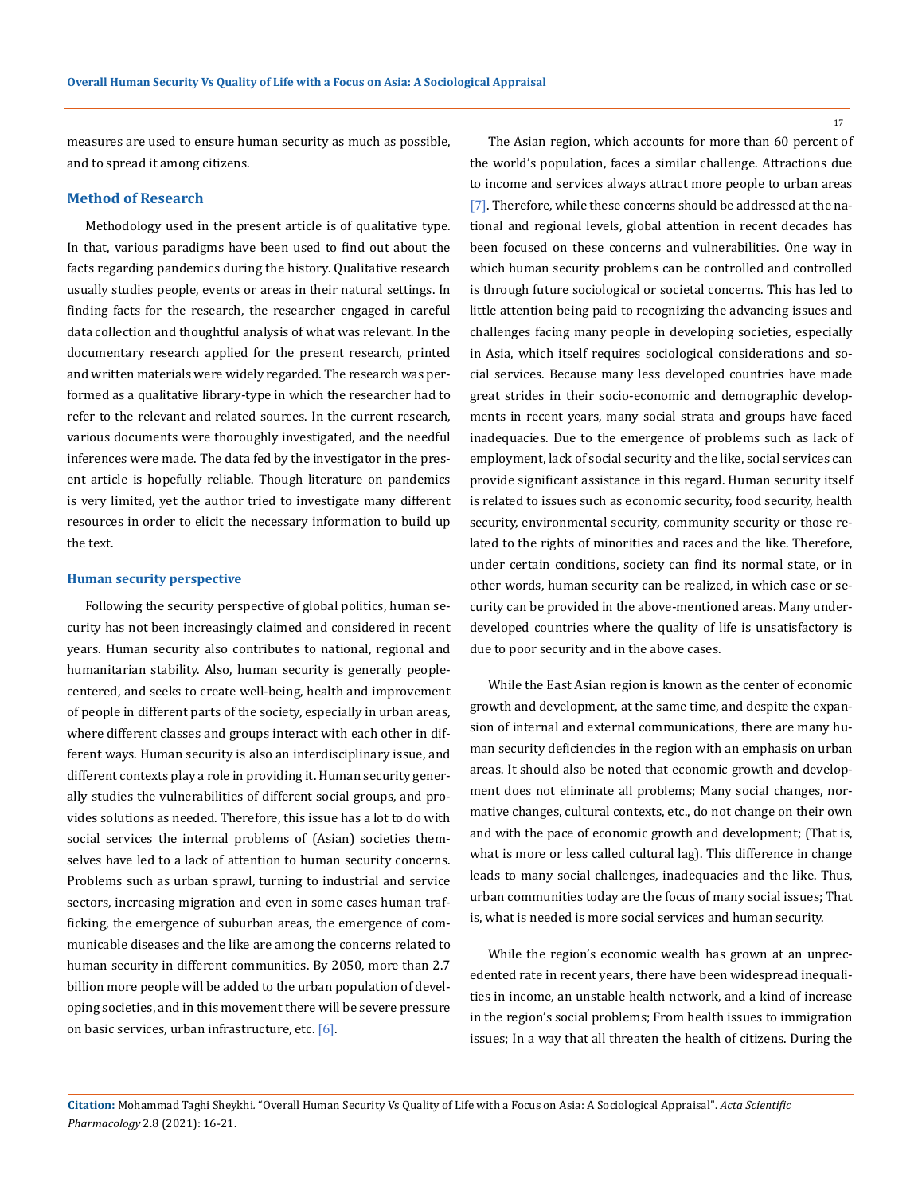measures are used to ensure human security as much as possible, and to spread it among citizens.

## Method of Research

Methodology used in the present article is of qualitative type. In that, various paradigms have been used to find out about the facts regarding pandemics during the history. Qualitative research usually studies people, events or areas in their natural settings. In finding facts for the research, the researcher engaged in careful data collection and thoughtful analysis of what was relevant. In the documentary research applied for the present research, printed and written materials were widely regarded. The research was performed as a qualitative library-type in which the researcher had to refer to the relevant and related sources. In the current research, various documents were thoroughly investigated, and the needful inferences were made. The data fed by the investigator in the present article is hopefully reliable. Though literature on pandemics is very limited, yet the author tried to investigate many different resources in order to elicit the necessary information to build up the text.

### Human security perspective

Following the security perspective of global politics, human security has not been increasingly claimed and considered in recent years. Human security also contributes to national, regional and humanitarian stability. Also, human security is generally people-centered, and seeks to create well-being, health and improvement of people in different parts of the society, especially in urban areas, where different classes and groups interact with each other in different ways. Human security is also an interdisciplinary issue, and different contexts play a role in providing it. Human security generally studies the vulnerabilities of different social groups, and provides solutions as needed. Therefore, this issue has a lot to do with social services the internal problems of (Asian) societies themselves have led to a lack of attention to human security concerns. Problems such as urban sprawl, turning to industrial and service sectors, increasing migration and even in some cases human trafficking, the emergence of suburban areas, the emergence of communicable diseases and the like are among the concerns related to human security in different communities. By 2050, more than 2.7 billion more people will be added to the urban population of developing societies, and in this movement there will be severe pressure on basic services, urban infrastructure, etc. [6].

The Asian region, which accounts for more than 60 percent of the world's population, faces a similar challenge. Attractions due to income and services always attract more people to urban areas [7]. Therefore, while these concerns should be addressed at the national and regional levels, global attention in recent decades has been focused on these concerns and vulnerabilities. One way in which human security problems can be controlled and controlled is through future sociological or societal concerns. This has led to little attention being paid to recognizing the advancing issues and challenges facing many people in developing societies, especially in Asia, which itself requires sociological considerations and social services. Because many less developed countries have made great strides in their socio-economic and demographic developments in recent years, many social strata and groups have faced inadequacies. Due to the emergence of problems such as lack of employment, lack of social security and the like, social services can provide significant assistance in this regard. Human security itself is related to issues such as economic security, food security, health security, environmental security, community security or those related to the rights of minorities and races and the like. Therefore, under certain conditions, society can find its normal state, or in other words, human security can be realized, in which case or security can be provided in the above-mentioned areas. Many underdeveloped countries where the quality of life is unsatisfactory is due to poor security and in the above cases.

While the East Asian region is known as the center of economic growth and development, at the same time, and despite the expansion of internal and external communications, there are many human security deficiencies in the region with an emphasis on urban areas. It should also be noted that economic growth and development does not eliminate all problems; Many social changes, normative changes, cultural contexts, etc., do not change on their own and with the pace of economic growth and development; (That is, what is more or less called cultural lag). This difference in change leads to many social challenges, inadequacies and the like. Thus, urban communities today are the focus of many social issues; That is, what is needed is more social services and human security.

While the region's economic wealth has grown at an unprecedented rate in recent years, there have been widespread inequalities in income, an unstable health network, and a kind of increase in the region's social problems; From health issues to immigration issues; In a way that all threaten the health of citizens. During the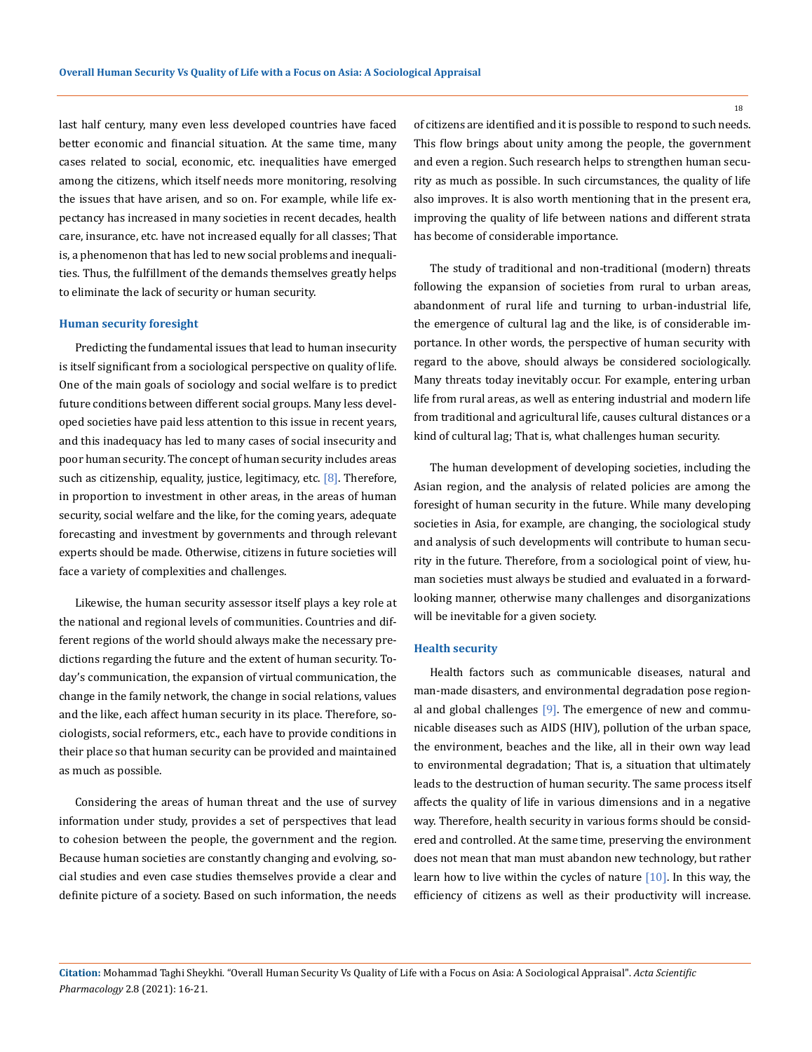last half century, many even less developed countries have faced better economic and financial situation. At the same time, many cases related to social, economic, etc. inequalities have emerged among the citizens, which itself needs more monitoring, resolving the issues that have arisen, and so on. For example, while life expectancy has increased in many societies in recent decades, health care, insurance, etc. have not increased equally for all classes; That is, a phenomenon that has led to new social problems and inequalities. Thus, the fulfillment of the demands themselves greatly helps to eliminate the lack of security or human security.

### Human security foresight

Predicting the fundamental issues that lead to human insecurity is itself significant from a sociological perspective on quality of life. One of the main goals of sociology and social welfare is to predict future conditions between different social groups. Many less developed societies have paid less attention to this issue in recent years, and this inadequacy has led to many cases of social insecurity and poor human security. The concept of human security includes areas such as citizenship, equality, justice, legitimacy, etc. [8]. Therefore, in proportion to investment in other areas, in the areas of human security, social welfare and the like, for the coming years, adequate forecasting and investment by governments and through relevant experts should be made. Otherwise, citizens in future societies will face a variety of complexities and challenges.

Likewise, the human security assessor itself plays a key role at the national and regional levels of communities. Countries and different regions of the world should always make the necessary predictions regarding the future and the extent of human security. Today's communication, the expansion of virtual communication, the change in the family network, the change in social relations, values and the like, each affect human security in its place. Therefore, sociologists, social reformers, etc., each have to provide conditions in their place so that human security can be provided and maintained as much as possible.

Considering the areas of human threat and the use of survey information under study, provides a set of perspectives that lead to cohesion between the people, the government and the region. Because human societies are constantly changing and evolving, social studies and even case studies themselves provide a clear and definite picture of a society. Based on such information, the needs of citizens are identified and it is possible to respond to such needs. This flow brings about unity among the people, the government and even a region. Such research helps to strengthen human security as much as possible. In such circumstances, the quality of life also improves. It is also worth mentioning that in the present era, improving the quality of life between nations and different strata has become of considerable importance.

The study of traditional and non-traditional (modern) threats following the expansion of societies from rural to urban areas, abandonment of rural life and turning to urban-industrial life, the emergence of cultural lag and the like, is of considerable importance. In other words, the perspective of human security with regard to the above, should always be considered sociologically. Many threats today inevitably occur. For example, entering urban life from rural areas, as well as entering industrial and modern life from traditional and agricultural life, causes cultural distances or a kind of cultural lag; That is, what challenges human security.

The human development of developing societies, including the Asian region, and the analysis of related policies are among the foresight of human security in the future. While many developing societies in Asia, for example, are changing, the sociological study and analysis of such developments will contribute to human security in the future. Therefore, from a sociological point of view, human societies must always be studied and evaluated in a forward-looking manner, otherwise many challenges and disorganizations will be inevitable for a given society.

### Health security

Health factors such as communicable diseases, natural and man-made disasters, and environmental degradation pose regional and global challenges [9]. The emergence of new and communicable diseases such as AIDS (HIV), pollution of the urban space, the environment, beaches and the like, all in their own way lead to environmental degradation; That is, a situation that ultimately leads to the destruction of human security. The same process itself affects the quality of life in various dimensions and in a negative way. Therefore, health security in various forms should be considered and controlled. At the same time, preserving the environment does not mean that man must abandon new technology, but rather learn how to live within the cycles of nature [10]. In this way, the efficiency of citizens as well as their productivity will increase.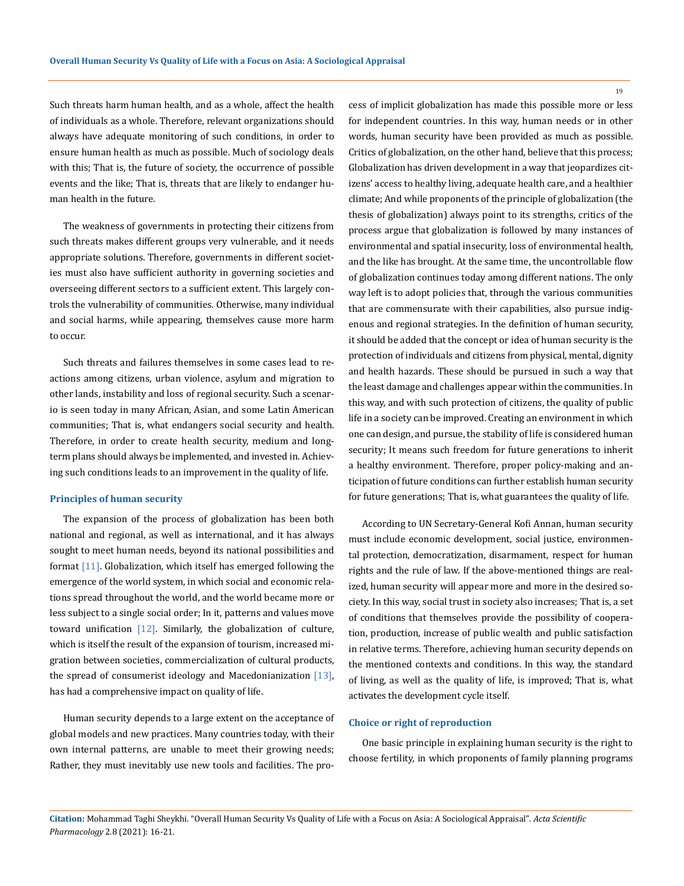Such threats harm human health, and as a whole, affect the health of individuals as a whole. Therefore, relevant organizations should always have adequate monitoring of such conditions, in order to ensure human health as much as possible. Much of sociology deals with this; That is, the future of society, the occurrence of possible events and the like; That is, threats that are likely to endanger human health in the future.

The weakness of governments in protecting their citizens from such threats makes different groups very vulnerable, and it needs appropriate solutions. Therefore, governments in different societies must also have sufficient authority in governing societies and overseeing different sectors to a sufficient extent. This largely controls the vulnerability of communities. Otherwise, many individual and social harms, while appearing, themselves cause more harm to occur.

Such threats and failures themselves in some cases lead to reactions among citizens, urban violence, asylum and migration to other lands, instability and loss of regional security. Such a scenario is seen today in many African, Asian, and some Latin American communities; That is, what endangers social security and health. Therefore, in order to create health security, medium and long-term plans should always be implemented, and invested in. Achieving such conditions leads to an improvement in the quality of life.

### Principles of human security

The expansion of the process of globalization has been both national and regional, as well as international, and it has always sought to meet human needs, beyond its national possibilities and format [11]. Globalization, which itself has emerged following the emergence of the world system, in which social and economic relations spread throughout the world, and the world became more or less subject to a single social order; In it, patterns and values move toward unification [12]. Similarly, the globalization of culture, which is itself the result of the expansion of tourism, increased migration between societies, commercialization of cultural products, the spread of consumerist ideology and Macedonianization [13], has had a comprehensive impact on quality of life.

Human security depends to a large extent on the acceptance of global models and new practices. Many countries today, with their own internal patterns, are unable to meet their growing needs; Rather, they must inevitably use new tools and facilities. The process of implicit globalization has made this possible more or less for independent countries. In this way, human needs or in other words, human security have been provided as much as possible. Critics of globalization, on the other hand, believe that this process; Globalization has driven development in a way that jeopardizes citizens' access to healthy living, adequate health care, and a healthier climate; And while proponents of the principle of globalization (the thesis of globalization) always point to its strengths, critics of the process argue that globalization is followed by many instances of environmental and spatial insecurity, loss of environmental health, and the like has brought. At the same time, the uncontrollable flow of globalization continues today among different nations. The only way left is to adopt policies that, through the various communities that are commensurate with their capabilities, also pursue indigenous and regional strategies. In the definition of human security, it should be added that the concept or idea of human security is the protection of individuals and citizens from physical, mental, dignity and health hazards. These should be pursued in such a way that the least damage and challenges appear within the communities. In this way, and with such protection of citizens, the quality of public life in a society can be improved. Creating an environment in which one can design, and pursue, the stability of life is considered human security; It means such freedom for future generations to inherit a healthy environment. Therefore, proper policy-making and anticipation of future conditions can further establish human security for future generations; That is, what guarantees the quality of life.

According to UN Secretary-General Kofi Annan, human security must include economic development, social justice, environmental protection, democratization, disarmament, respect for human rights and the rule of law. If the above-mentioned things are realized, human security will appear more and more in the desired society. In this way, social trust in society also increases; That is, a set of conditions that themselves provide the possibility of cooperation, production, increase of public wealth and public satisfaction in relative terms. Therefore, achieving human security depends on the mentioned contexts and conditions. In this way, the standard of living, as well as the quality of life, is improved; That is, what activates the development cycle itself.

### Choice or right of reproduction

One basic principle in explaining human security is the right to choose fertility, in which proponents of family planning programs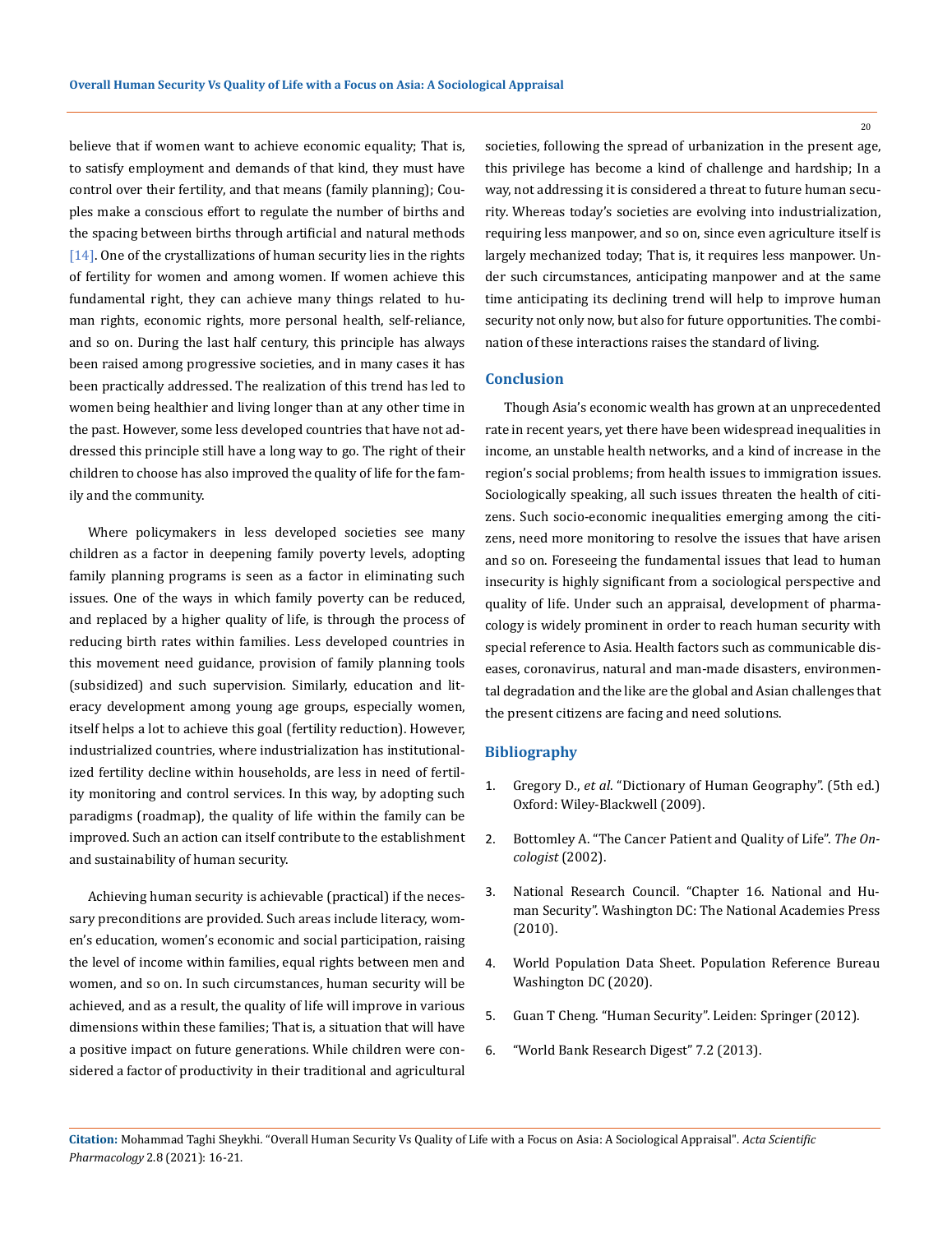believe that if women want to achieve economic equality; That is, to satisfy employment and demands of that kind, they must have control over their fertility, and that means (family planning); Couples make a conscious effort to regulate the number of births and the spacing between births through artificial and natural methods [14]. One of the crystallizations of human security lies in the rights of fertility for women and among women. If women achieve this fundamental right, they can achieve many things related to human rights, economic rights, more personal health, self-reliance, and so on. During the last half century, this principle has always been raised among progressive societies, and in many cases it has been practically addressed. The realization of this trend has led to women being healthier and living longer than at any other time in the past. However, some less developed countries that have not addressed this principle still have a long way to go. The right of their children to choose has also improved the quality of life for the family and the community.

Where policymakers in less developed societies see many children as a factor in deepening family poverty levels, adopting family planning programs is seen as a factor in eliminating such issues. One of the ways in which family poverty can be reduced, and replaced by a higher quality of life, is through the process of reducing birth rates within families. Less developed countries in this movement need guidance, provision of family planning tools (subsidized) and such supervision. Similarly, education and literacy development among young age groups, especially women, itself helps a lot to achieve this goal (fertility reduction). However, industrialized countries, where industrialization has institutionalized fertility decline within households, are less in need of fertility monitoring and control services. In this way, by adopting such paradigms (roadmap), the quality of life within the family can be improved. Such an action can itself contribute to the establishment and sustainability of human security.

Achieving human security is achievable (practical) if the necessary preconditions are provided. Such areas include literacy, women's education, women's economic and social participation, raising the level of income within families, equal rights between men and women, and so on. In such circumstances, human security will be achieved, and as a result, the quality of life will improve in various dimensions within these families; That is, a situation that will have a positive impact on future generations. While children were considered a factor of productivity in their traditional and agricultural societies, following the spread of urbanization in the present age, this privilege has become a kind of challenge and hardship; In a way, not addressing it is considered a threat to future human security. Whereas today's societies are evolving into industrialization, requiring less manpower, and so on, since even agriculture itself is largely mechanized today; That is, it requires less manpower. Under such circumstances, anticipating manpower and at the same time anticipating its declining trend will help to improve human security not only now, but also for future opportunities. The combination of these interactions raises the standard of living.

## Conclusion

Though Asia's economic wealth has grown at an unprecedented rate in recent years, yet there have been widespread inequalities in income, an unstable health networks, and a kind of increase in the region's social problems; from health issues to immigration issues. Sociologically speaking, all such issues threaten the health of citizens. Such socio-economic inequalities emerging among the citizens, need more monitoring to resolve the issues that have arisen and so on. Foreseeing the fundamental issues that lead to human insecurity is highly significant from a sociological perspective and quality of life. Under such an appraisal, development of pharmacology is widely prominent in order to reach human security with special reference to Asia. Health factors such as communicable diseases, coronavirus, natural and man-made disasters, environmental degradation and the like are the global and Asian challenges that the present citizens are facing and need solutions.

## Bibliography

1. Gregory D., *et al*. "Dictionary of Human Geography". (5th ed.) Oxford: Wiley-Blackwell (2009).
2. Bottomley A. "The Cancer Patient and Quality of Life". *The Oncologist* (2002).
3. National Research Council. "Chapter 16. National and Human Security". Washington DC: The National Academies Press (2010).
4. World Population Data Sheet. Population Reference Bureau Washington DC (2020).
5. Guan T Cheng. "Human Security". Leiden: Springer (2012).
6. "World Bank Research Digest" 7.2 (2013).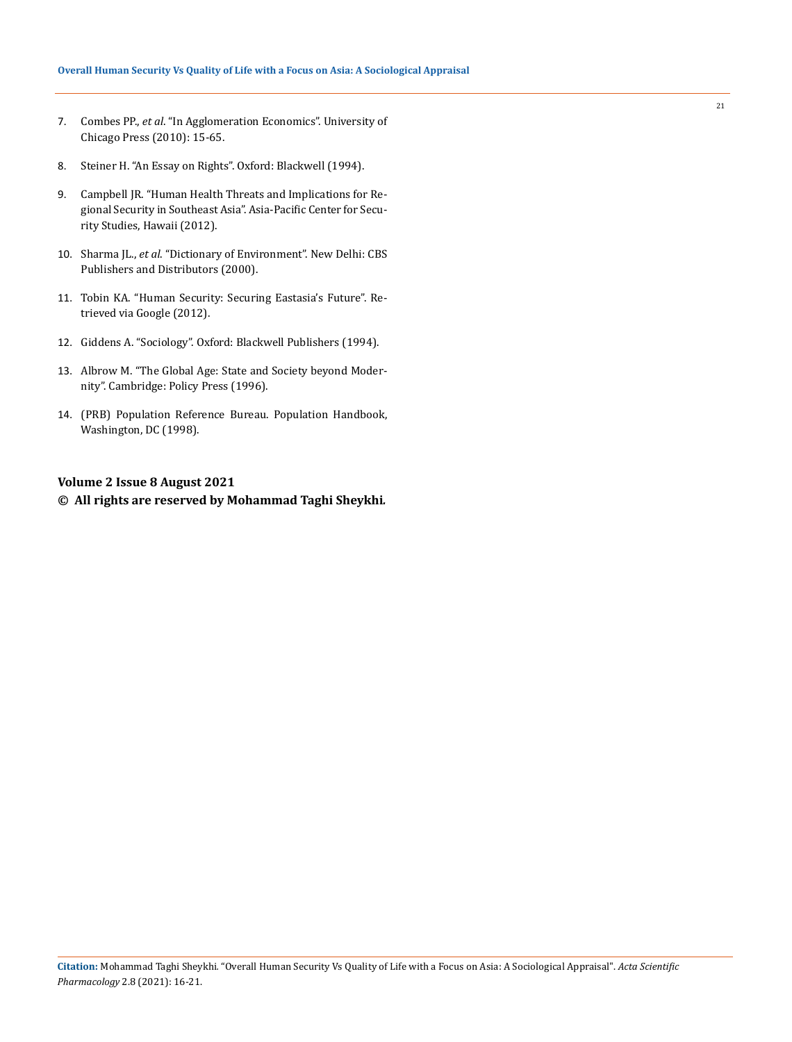7. Combes PP., *et al*. "In Agglomeration Economics". University of Chicago Press (2010): 15-65.

8. Steiner H. "An Essay on Rights". Oxford: Blackwell (1994).

9. Campbell JR. "Human Health Threats and Implications for Regional Security in Southeast Asia". Asia-Pacific Center for Security Studies, Hawaii (2012).

10. Sharma JL., *et al*. "Dictionary of Environment". New Delhi: CBS Publishers and Distributors (2000).

11. Tobin KA. "Human Security: Securing Eastasia's Future". Retrieved via Google (2012).

12. Giddens A. "Sociology". Oxford: Blackwell Publishers (1994).

13. Albrow M. "The Global Age: State and Society beyond Modernity". Cambridge: Policy Press (1996).

14. (PRB) Population Reference Bureau. Population Handbook, Washington, DC (1998).

**Volume 2 Issue 8 August 2021**
**© All rights are reserved by Mohammad Taghi Sheykhi.**